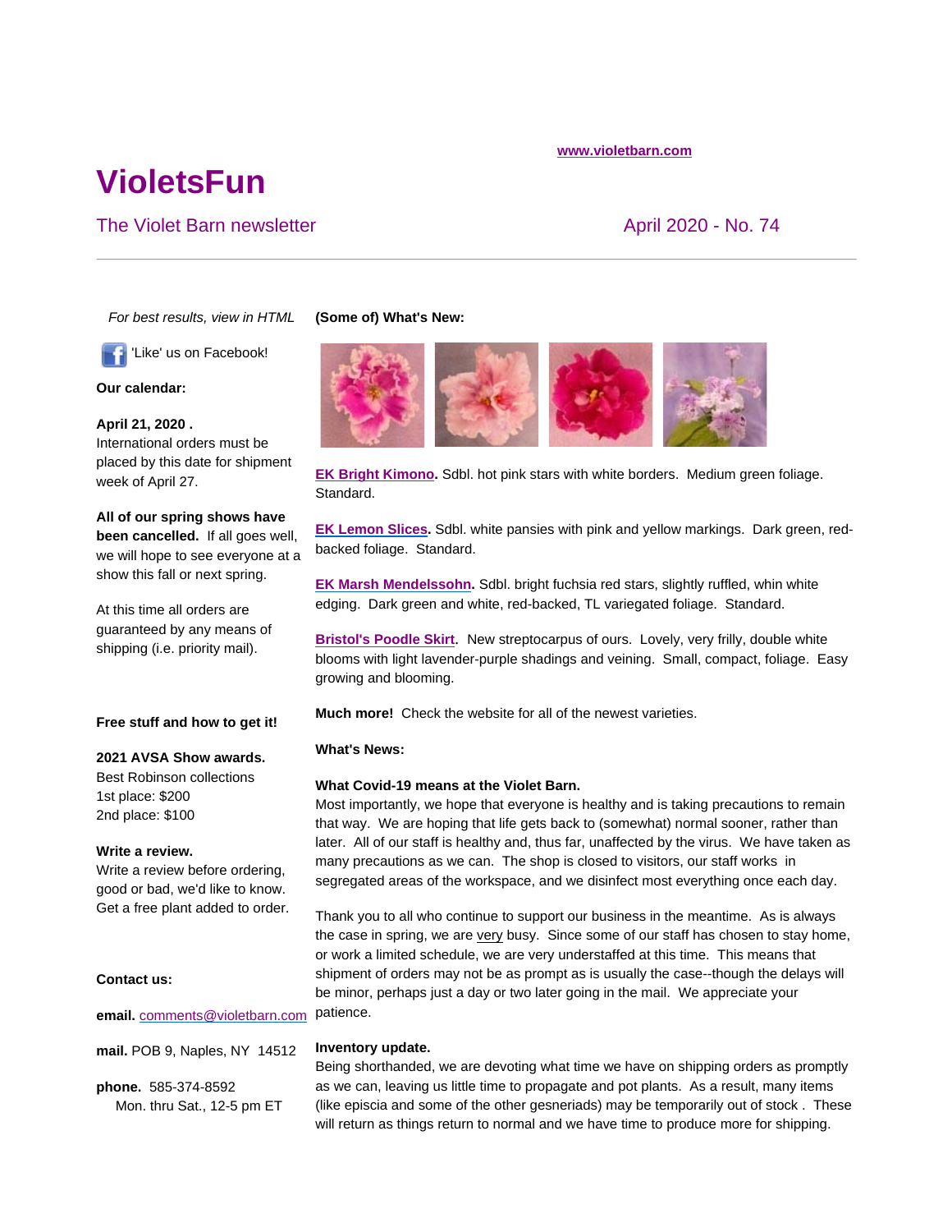www.violetbarn.com

# VioletsFun

## The Violet Barn newsletter

April 2020 - No. 74

---

*For best results, view in HTML*

'Like' us on Facebook!

**Our calendar:**

**April 21, 2020 .**
International orders must be placed by this date for shipment week of April 27.

**All of our spring shows have been cancelled.** If all goes well, we will hope to see everyone at a show this fall or next spring.

At this time all orders are guaranteed by any means of shipping (i.e. priority mail).

**Free stuff and how to get it!**

**2021 AVSA Show awards.**
Best Robinson collections
1st place: $200
2nd place: $100

**Write a review.**
Write a review before ordering, good or bad, we'd like to know. Get a free plant added to order.

**Contact us:**

**email.** comments@violetbarn.com

**mail.** POB 9, Naples, NY 14512

**phone.** 585-374-8592
Mon. thru Sat., 12-5 pm ET

**(Some of) What's New:**

**EK Bright Kimono.** Sdbl. hot pink stars with white borders. Medium green foliage. Standard.

**EK Lemon Slices.** Sdbl. white pansies with pink and yellow markings. Dark green, red-backed foliage. Standard.

**EK Marsh Mendelssohn.** Sdbl. bright fuchsia red stars, slightly ruffled, whin white edging. Dark green and white, red-backed, TL variegated foliage. Standard.

**Bristol's Poodle Skirt.** New streptocarpus of ours. Lovely, very frilly, double white blooms with light lavender-purple shadings and veining. Small, compact, foliage. Easy growing and blooming.

**Much more!** Check the website for all of the newest varieties.

**What's News:**

**What Covid-19 means at the Violet Barn.**
Most importantly, we hope that everyone is healthy and is taking precautions to remain that way. We are hoping that life gets back to (somewhat) normal sooner, rather than later. All of our staff is healthy and, thus far, unaffected by the virus. We have taken as many precautions as we can. The shop is closed to visitors, our staff works in segregated areas of the workspace, and we disinfect most everything once each day.

Thank you to all who continue to support our business in the meantime. As is always the case in spring, we are very busy. Since some of our staff has chosen to stay home, or work a limited schedule, we are very understaffed at this time. This means that shipment of orders may not be as prompt as is usually the case--though the delays will be minor, perhaps just a day or two later going in the mail. We appreciate your patience.

**Inventory update.**
Being shorthanded, we are devoting what time we have on shipping orders as promptly as we can, leaving us little time to propagate and pot plants. As a result, many items (like episcia and some of the other gesneriads) may be temporarily out of stock . These will return as things return to normal and we have time to produce more for shipping.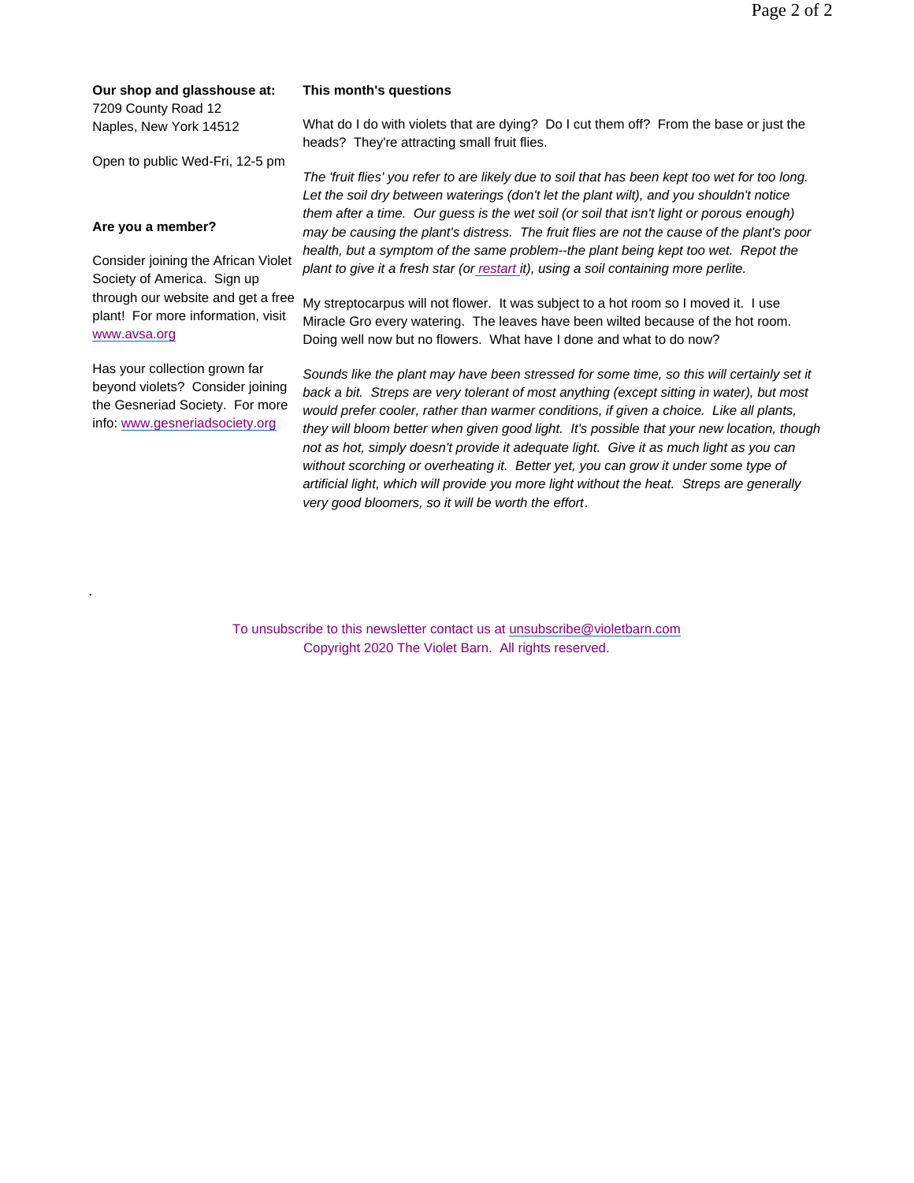**Our shop and glasshouse at:**
7209 County Road 12
Naples, New York 14512

Open to public Wed-Fri, 12-5 pm

**Are you a member?**

Consider joining the African Violet Society of America. Sign up through our website and get a free plant! For more information, visit www.avsa.org

Has your collection grown far beyond violets? Consider joining the Gesneriad Society. For more info: www.gesneriadsociety.org

**This month's questions**

What do I do with violets that are dying? Do I cut them off? From the base or just the heads? They're attracting small fruit flies.

*The 'fruit flies' you refer to are likely due to soil that has been kept too wet for too long. Let the soil dry between waterings (don't let the plant wilt), and you shouldn't notice them after a time. Our guess is the wet soil (or soil that isn't light or porous enough) may be causing the plant's distress. The fruit flies are not the cause of the plant's poor health, but a symptom of the same problem--the plant being kept too wet. Repot the plant to give it a fresh star (or restart it), using a soil containing more perlite.*

My streptocarpus will not flower. It was subject to a hot room so I moved it. I use Miracle Gro every watering. The leaves have been wilted because of the hot room. Doing well now but no flowers. What have I done and what to do now?

*Sounds like the plant may have been stressed for some time, so this will certainly set it back a bit. Streps are very tolerant of most anything (except sitting in water), but most would prefer cooler, rather than warmer conditions, if given a choice. Like all plants, they will bloom better when given good light. It's possible that your new location, though not as hot, simply doesn't provide it adequate light. Give it as much light as you can without scorching or overheating it. Better yet, you can grow it under some type of artificial light, which will provide you more light without the heat. Streps are generally very good bloomers, so it will be worth the effort.*

To unsubscribe to this newsletter contact us at unsubscribe@violetbarn.com
Copyright 2020 The Violet Barn. All rights reserved.